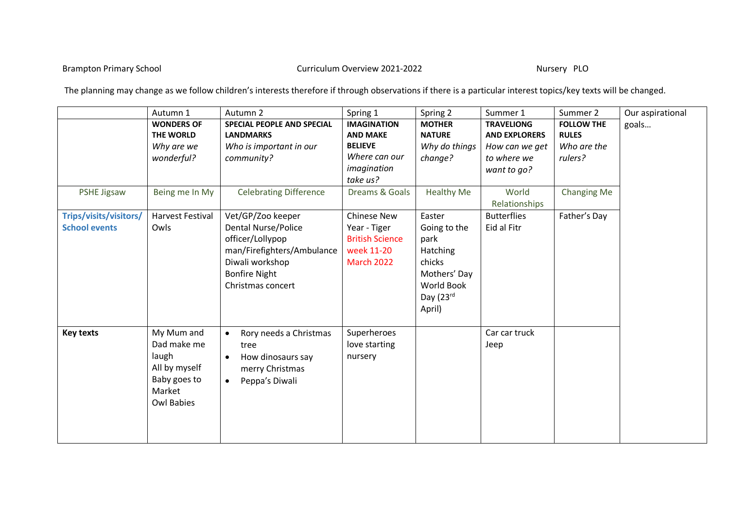Brampton Primary School Curriculum Overview 2021-2022 Nursery PLO

The planning may change as we follow children's interests therefore if through observations if there is a particular interest topics/key texts will be changed.

| | Autumn 1 | Autumn 2 | Spring 1 | Spring 2 | Summer 1 | Summer 2 | Our aspirational goals… |
|---|---|---|---|---|---|---|---|
| | **WONDERS OF THE WORLD** *Why are we wonderful?* | **SPECIAL PEOPLE AND SPECIAL LANDMARKS** *Who is important in our community?* | **IMAGINATION AND MAKE BELIEVE** *Where can our imagination take us?* | **MOTHER NATURE** *Why do things change?* | **TRAVELIONG AND EXPLORERS** *How can we get to where we want to go?* | **FOLLOW THE RULES** *Who are the rulers?* | |
| PSHE Jigsaw | Being me In My | Celebrating Difference | Dreams & Goals | Healthy Me | World Relationships | Changing Me | |
| **Trips/visits/visitors/ School events** | Harvest Festival<br>Owls | Vet/GP/Zoo keeper<br>Dental Nurse/Police officer/Lollypop man/Firefighters/Ambulance<br>Diwali workshop<br>Bonfire Night<br>Christmas concert | Chinese New Year - Tiger<br>British Science week 11-20 March 2022 | Easter<br>Going to the park<br>Hatching chicks<br>Mothers' Day<br>World Book Day (23rd April) | Butterflies<br>Eid al Fitr | Father's Day | |
| **Key texts** | My Mum and Dad make me laugh<br>All by myself<br>Baby goes to Market<br>Owl Babies | • Rory needs a Christmas tree<br>• How dinosaurs say merry Christmas<br>• Peppa's Diwali | Superheroes love starting nursery | | Car car truck<br>Jeep | | |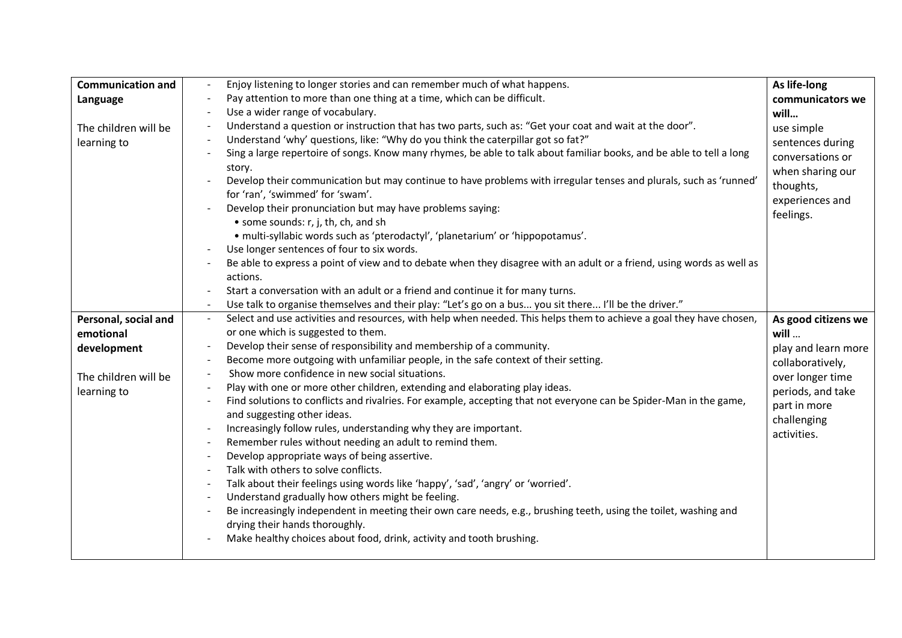| | | |
|---|---|---|
| **Communication and Language**<br><br>The children will be learning to | - Enjoy listening to longer stories and can remember much of what happens.<br>- Pay attention to more than one thing at a time, which can be difficult.<br>- Use a wider range of vocabulary.<br>- Understand a question or instruction that has two parts, such as: "Get your coat and wait at the door".<br>- Understand 'why' questions, like: "Why do you think the caterpillar got so fat?"<br>- Sing a large repertoire of songs. Know many rhymes, be able to talk about familiar books, and be able to tell a long story.<br>- Develop their communication but may continue to have problems with irregular tenses and plurals, such as 'runned' for 'ran', 'swimmed' for 'swam'.<br>- Develop their pronunciation but may have problems saying:<br>• some sounds: r, j, th, ch, and sh<br>• multi-syllabic words such as 'pterodactyl', 'planetarium' or 'hippopotamus'.<br>- Use longer sentences of four to six words.<br>- Be able to express a point of view and to debate when they disagree with an adult or a friend, using words as well as actions.<br>- Start a conversation with an adult or a friend and continue it for many turns.<br>- Use talk to organise themselves and their play: "Let's go on a bus... you sit there... I'll be the driver." | **As life-long communicators we will…**<br>use simple sentences during conversations or when sharing our thoughts, experiences and feelings. |
| **Personal, social and emotional development**<br><br>The children will be learning to | - Select and use activities and resources, with help when needed. This helps them to achieve a goal they have chosen, or one which is suggested to them.<br>- Develop their sense of responsibility and membership of a community.<br>- Become more outgoing with unfamiliar people, in the safe context of their setting.<br>- Show more confidence in new social situations.<br>- Play with one or more other children, extending and elaborating play ideas.<br>- Find solutions to conflicts and rivalries. For example, accepting that not everyone can be Spider-Man in the game, and suggesting other ideas.<br>- Increasingly follow rules, understanding why they are important.<br>- Remember rules without needing an adult to remind them.<br>- Develop appropriate ways of being assertive.<br>- Talk with others to solve conflicts.<br>- Talk about their feelings using words like 'happy', 'sad', 'angry' or 'worried'.<br>- Understand gradually how others might be feeling.<br>- Be increasingly independent in meeting their own care needs, e.g., brushing teeth, using the toilet, washing and drying their hands thoroughly.<br>- Make healthy choices about food, drink, activity and tooth brushing. | **As good citizens we will …**<br>play and learn more collaboratively, over longer time periods, and take part in more challenging activities. |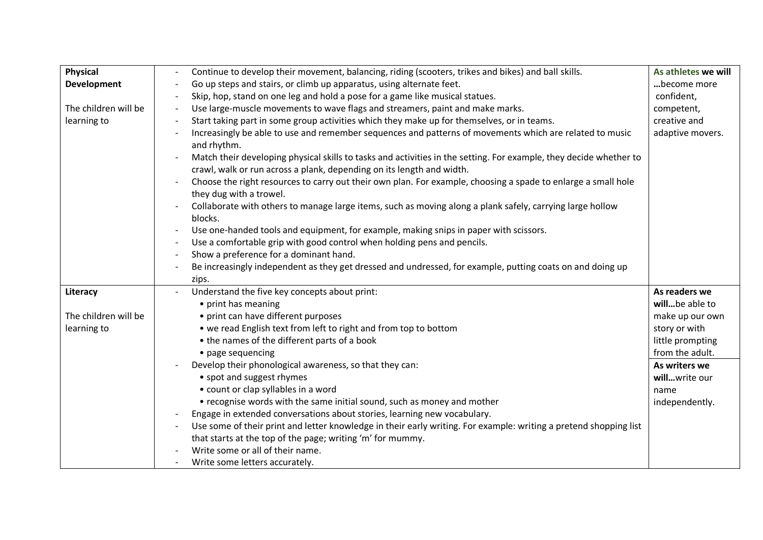| | | |
|---|---|---|
| **Physical Development**<br><br>The children will be learning to | - Continue to develop their movement, balancing, riding (scooters, trikes and bikes) and ball skills.<br>- Go up steps and stairs, or climb up apparatus, using alternate feet.<br>- Skip, hop, stand on one leg and hold a pose for a game like musical statues.<br>- Use large-muscle movements to wave flags and streamers, paint and make marks.<br>- Start taking part in some group activities which they make up for themselves, or in teams.<br>- Increasingly be able to use and remember sequences and patterns of movements which are related to music and rhythm.<br>- Match their developing physical skills to tasks and activities in the setting. For example, they decide whether to crawl, walk or run across a plank, depending on its length and width.<br>- Choose the right resources to carry out their own plan. For example, choosing a spade to enlarge a small hole they dug with a trowel.<br>- Collaborate with others to manage large items, such as moving along a plank safely, carrying large hollow blocks.<br>- Use one-handed tools and equipment, for example, making snips in paper with scissors.<br>- Use a comfortable grip with good control when holding pens and pencils.<br>- Show a preference for a dominant hand.<br>- Be increasingly independent as they get dressed and undressed, for example, putting coats on and doing up zips. | **As athletes we will …**become more confident, competent, creative and adaptive movers. |
| **Literacy**<br><br>The children will be learning to | - Understand the five key concepts about print:<br>• print has meaning<br>• print can have different purposes<br>• we read English text from left to right and from top to bottom<br>• the names of the different parts of a book<br>• page sequencing<br>- Develop their phonological awareness, so that they can:<br>• spot and suggest rhymes<br>• count or clap syllables in a word<br>• recognise words with the same initial sound, such as money and mother<br>- Engage in extended conversations about stories, learning new vocabulary.<br>- Use some of their print and letter knowledge in their early writing. For example: writing a pretend shopping list that starts at the top of the page; writing 'm' for mummy.<br>- Write some or all of their name.<br>- Write some letters accurately. | **As readers we will…**be able to make up our own story or with little prompting from the adult.<br><br>**As writers we will…**write our name independently. |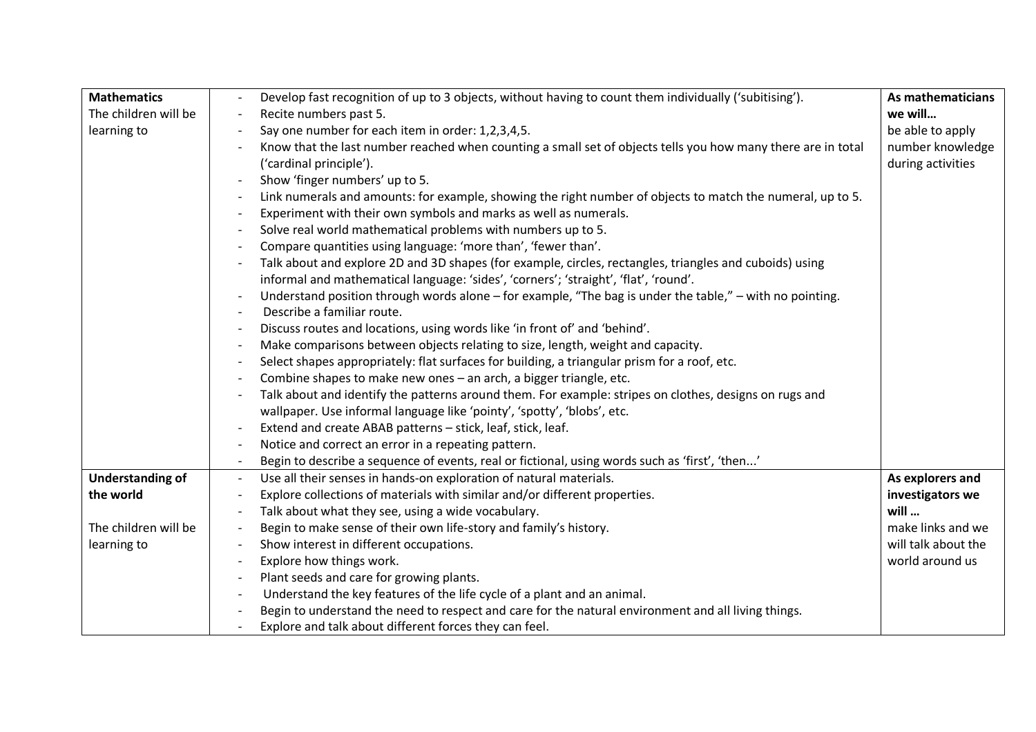| **Mathematics**<br>The children will be learning to | - Develop fast recognition of up to 3 objects, without having to count them individually ('subitising').<br>- Recite numbers past 5.<br>- Say one number for each item in order: 1,2,3,4,5.<br>- Know that the last number reached when counting a small set of objects tells you how many there are in total ('cardinal principle').<br>- Show 'finger numbers' up to 5.<br>- Link numerals and amounts: for example, showing the right number of objects to match the numeral, up to 5.<br>- Experiment with their own symbols and marks as well as numerals.<br>- Solve real world mathematical problems with numbers up to 5.<br>- Compare quantities using language: 'more than', 'fewer than'.<br>- Talk about and explore 2D and 3D shapes (for example, circles, rectangles, triangles and cuboids) using informal and mathematical language: 'sides', 'corners'; 'straight', 'flat', 'round'.<br>- Understand position through words alone – for example, "The bag is under the table," – with no pointing.<br>- Describe a familiar route.<br>- Discuss routes and locations, using words like 'in front of' and 'behind'.<br>- Make comparisons between objects relating to size, length, weight and capacity.<br>- Select shapes appropriately: flat surfaces for building, a triangular prism for a roof, etc.<br>- Combine shapes to make new ones – an arch, a bigger triangle, etc.<br>- Talk about and identify the patterns around them. For example: stripes on clothes, designs on rugs and wallpaper. Use informal language like 'pointy', 'spotty', 'blobs', etc.<br>- Extend and create ABAB patterns – stick, leaf, stick, leaf.<br>- Notice and correct an error in a repeating pattern.<br>- Begin to describe a sequence of events, real or fictional, using words such as 'first', 'then...' | **As mathematicians we will…**<br>be able to apply number knowledge during activities |
|---|---|---|
| **Understanding of the world**<br><br>The children will be learning to | - Use all their senses in hands-on exploration of natural materials.<br>- Explore collections of materials with similar and/or different properties.<br>- Talk about what they see, using a wide vocabulary.<br>- Begin to make sense of their own life-story and family's history.<br>- Show interest in different occupations.<br>- Explore how things work.<br>- Plant seeds and care for growing plants.<br>- Understand the key features of the life cycle of a plant and an animal.<br>- Begin to understand the need to respect and care for the natural environment and all living things.<br>- Explore and talk about different forces they can feel. | **As explorers and investigators we will …**<br>make links and we will talk about the world around us |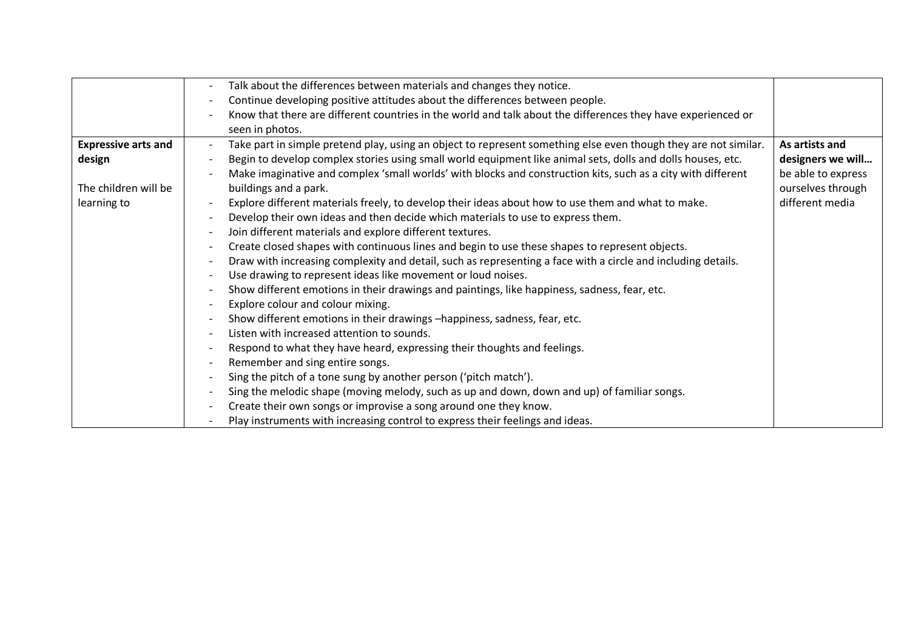| | | |
|---|---|---|
| | - Talk about the differences between materials and changes they notice.<br>- Continue developing positive attitudes about the differences between people.<br>- Know that there are different countries in the world and talk about the differences they have experienced or seen in photos. | |
| **Expressive arts and design**<br><br>The children will be learning to | - Take part in simple pretend play, using an object to represent something else even though they are not similar.<br>- Begin to develop complex stories using small world equipment like animal sets, dolls and dolls houses, etc.<br>- Make imaginative and complex 'small worlds' with blocks and construction kits, such as a city with different buildings and a park.<br>- Explore different materials freely, to develop their ideas about how to use them and what to make.<br>- Develop their own ideas and then decide which materials to use to express them.<br>- Join different materials and explore different textures.<br>- Create closed shapes with continuous lines and begin to use these shapes to represent objects.<br>- Draw with increasing complexity and detail, such as representing a face with a circle and including details.<br>- Use drawing to represent ideas like movement or loud noises.<br>- Show different emotions in their drawings and paintings, like happiness, sadness, fear, etc.<br>- Explore colour and colour mixing.<br>- Show different emotions in their drawings –happiness, sadness, fear, etc.<br>- Listen with increased attention to sounds.<br>- Respond to what they have heard, expressing their thoughts and feelings.<br>- Remember and sing entire songs.<br>- Sing the pitch of a tone sung by another person ('pitch match').<br>- Sing the melodic shape (moving melody, such as up and down, down and up) of familiar songs.<br>- Create their own songs or improvise a song around one they know.<br>- Play instruments with increasing control to express their feelings and ideas. | **As artists and designers we will…** be able to express ourselves through different media |